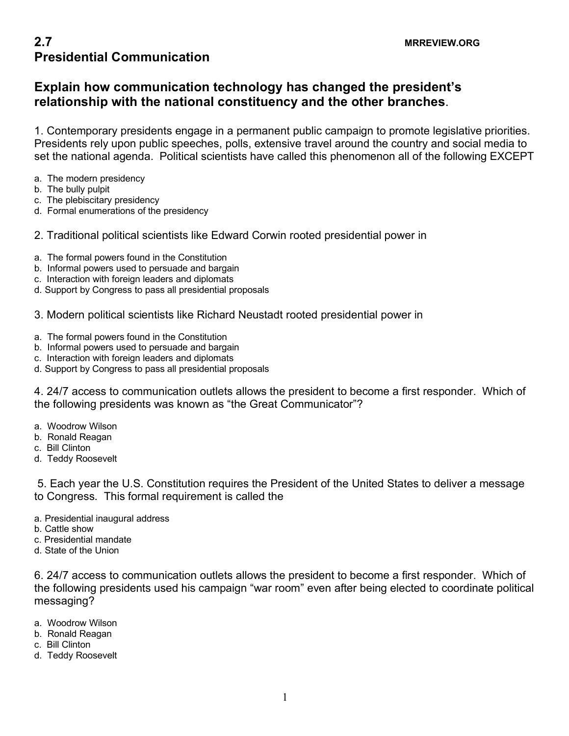## 2.7 Presidential Communication

MRREVIEW.ORG

### Explain how communication technology has changed the president's relationship with the national constituency and the other branches.

1. Contemporary presidents engage in a permanent public campaign to promote legislative priorities. Presidents rely upon public speeches, polls, extensive travel around the country and social media to set the national agenda. Political scientists have called this phenomenon all of the following EXCEPT

a. The modern presidency
b. The bully pulpit
c. The plebiscitary presidency
d. Formal enumerations of the presidency

2. Traditional political scientists like Edward Corwin rooted presidential power in

a. The formal powers found in the Constitution
b. Informal powers used to persuade and bargain
c. Interaction with foreign leaders and diplomats
d. Support by Congress to pass all presidential proposals

3. Modern political scientists like Richard Neustadt rooted presidential power in

a. The formal powers found in the Constitution
b. Informal powers used to persuade and bargain
c. Interaction with foreign leaders and diplomats
d. Support by Congress to pass all presidential proposals

4. 24/7 access to communication outlets allows the president to become a first responder. Which of the following presidents was known as "the Great Communicator"?

a. Woodrow Wilson
b. Ronald Reagan
c. Bill Clinton
d. Teddy Roosevelt

5. Each year the U.S. Constitution requires the President of the United States to deliver a message to Congress. This formal requirement is called the

a. Presidential inaugural address
b. Cattle show
c. Presidential mandate
d. State of the Union

6. 24/7 access to communication outlets allows the president to become a first responder. Which of the following presidents used his campaign "war room" even after being elected to coordinate political messaging?

a. Woodrow Wilson
b. Ronald Reagan
c. Bill Clinton
d. Teddy Roosevelt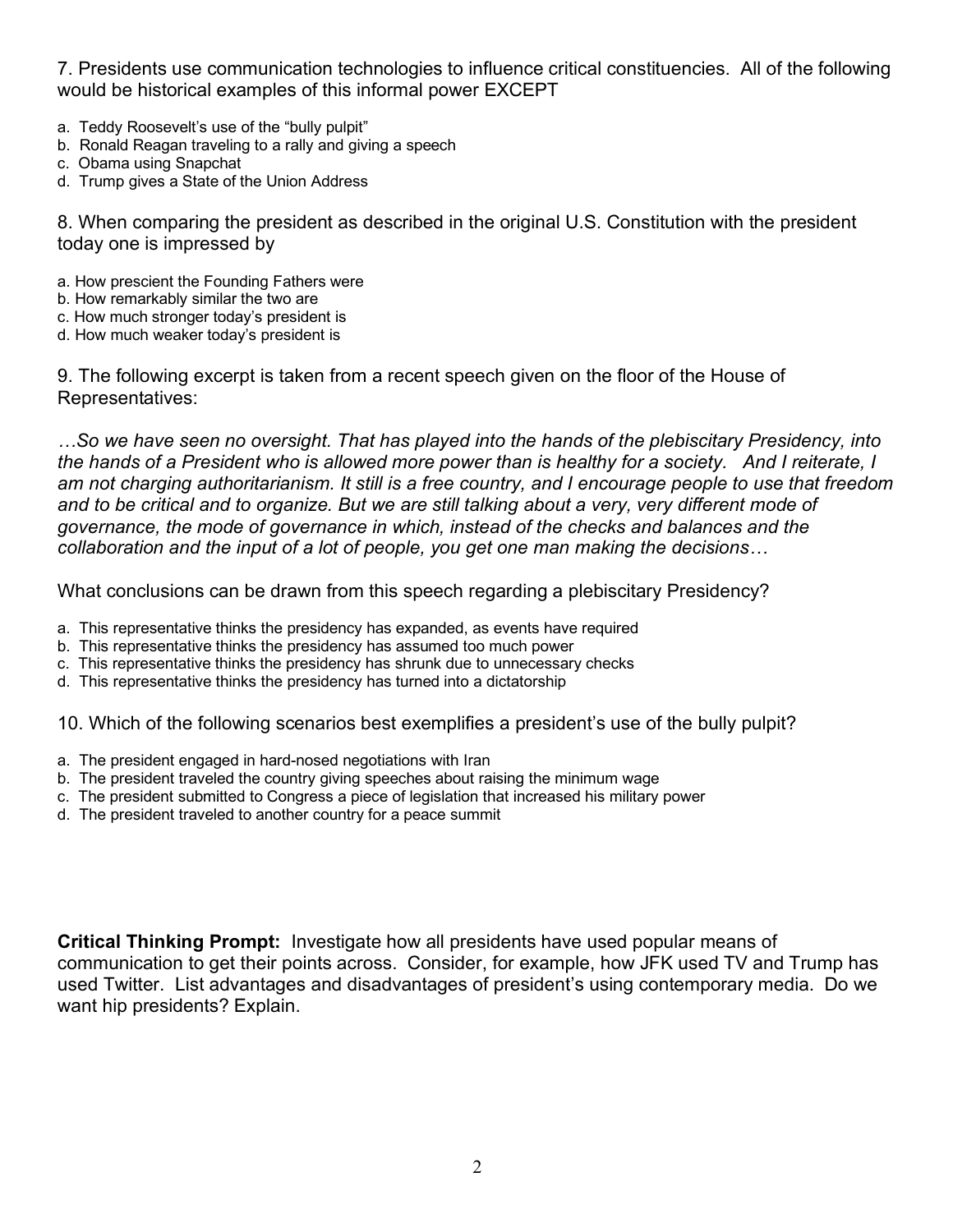7. Presidents use communication technologies to influence critical constituencies. All of the following would be historical examples of this informal power EXCEPT

a. Teddy Roosevelt's use of the "bully pulpit"
b. Ronald Reagan traveling to a rally and giving a speech
c. Obama using Snapchat
d. Trump gives a State of the Union Address

8. When comparing the president as described in the original U.S. Constitution with the president today one is impressed by

a. How prescient the Founding Fathers were
b. How remarkably similar the two are
c. How much stronger today's president is
d. How much weaker today's president is

9. The following excerpt is taken from a recent speech given on the floor of the House of Representatives:

*…So we have seen no oversight. That has played into the hands of the plebiscitary Presidency, into the hands of a President who is allowed more power than is healthy for a society. And I reiterate, I am not charging authoritarianism. It still is a free country, and I encourage people to use that freedom and to be critical and to organize. But we are still talking about a very, very different mode of governance, the mode of governance in which, instead of the checks and balances and the collaboration and the input of a lot of people, you get one man making the decisions…*

What conclusions can be drawn from this speech regarding a plebiscitary Presidency?

a. This representative thinks the presidency has expanded, as events have required
b. This representative thinks the presidency has assumed too much power
c. This representative thinks the presidency has shrunk due to unnecessary checks
d. This representative thinks the presidency has turned into a dictatorship

10. Which of the following scenarios best exemplifies a president's use of the bully pulpit?

a. The president engaged in hard-nosed negotiations with Iran
b. The president traveled the country giving speeches about raising the minimum wage
c. The president submitted to Congress a piece of legislation that increased his military power
d. The president traveled to another country for a peace summit

**Critical Thinking Prompt:** Investigate how all presidents have used popular means of communication to get their points across. Consider, for example, how JFK used TV and Trump has used Twitter. List advantages and disadvantages of president's using contemporary media. Do we want hip presidents? Explain.